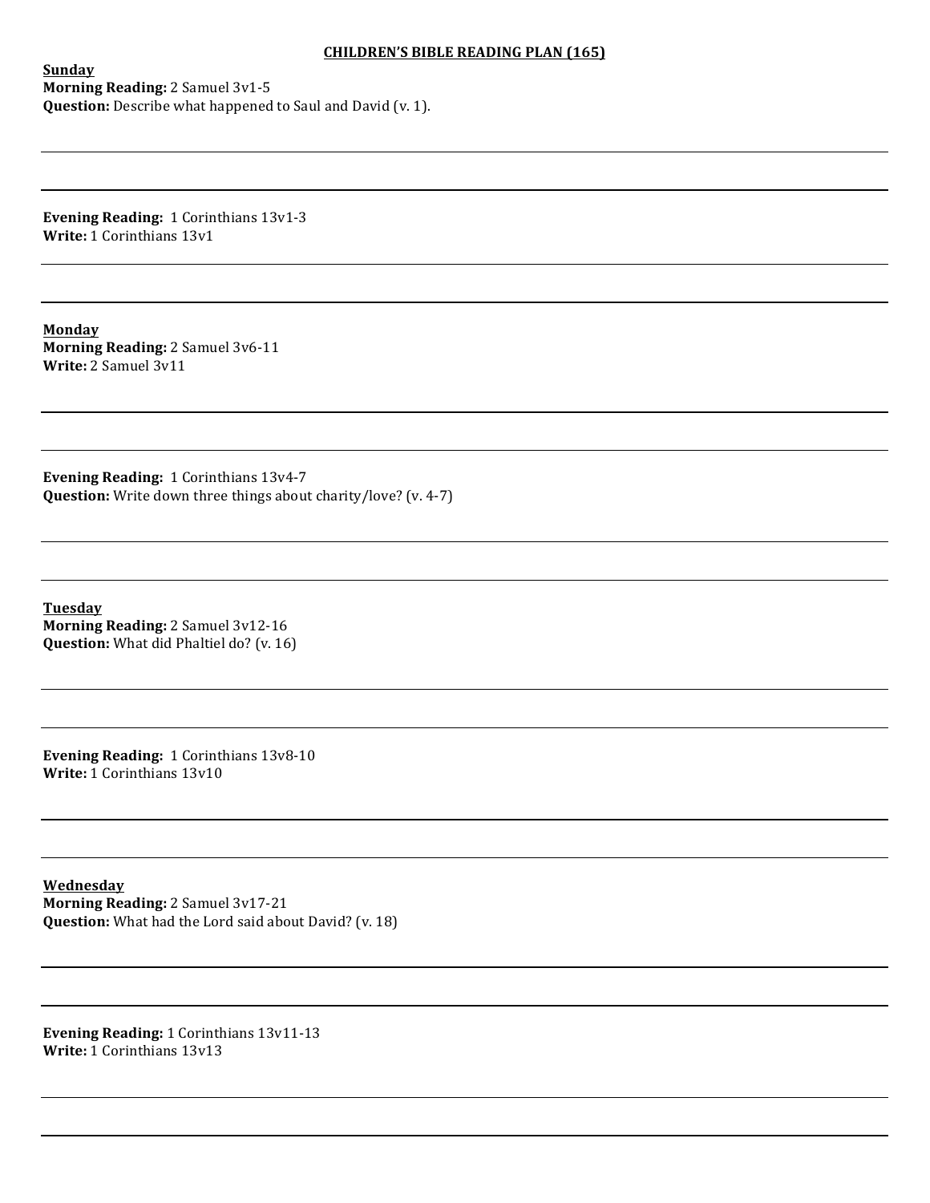# CHILDREN'S BIBLE READING PLAN (165)

**Sunday**

**Morning Reading:** 2 Samuel 3v1-5
**Question:** Describe what happened to Saul and David (v. 1).

**Evening Reading:** 1 Corinthians 13v1-3
**Write:** 1 Corinthians 13v1

**Monday**

**Morning Reading:** 2 Samuel 3v6-11
**Write:** 2 Samuel 3v11

**Evening Reading:** 1 Corinthians 13v4-7
**Question:** Write down three things about charity/love? (v. 4-7)

**Tuesday**

**Morning Reading:** 2 Samuel 3v12-16
**Question:** What did Phaltiel do? (v. 16)

**Evening Reading:** 1 Corinthians 13v8-10
**Write:** 1 Corinthians 13v10

**Wednesday**

**Morning Reading:** 2 Samuel 3v17-21
**Question:** What had the Lord said about David? (v. 18)

**Evening Reading:** 1 Corinthians 13v11-13
**Write:** 1 Corinthians 13v13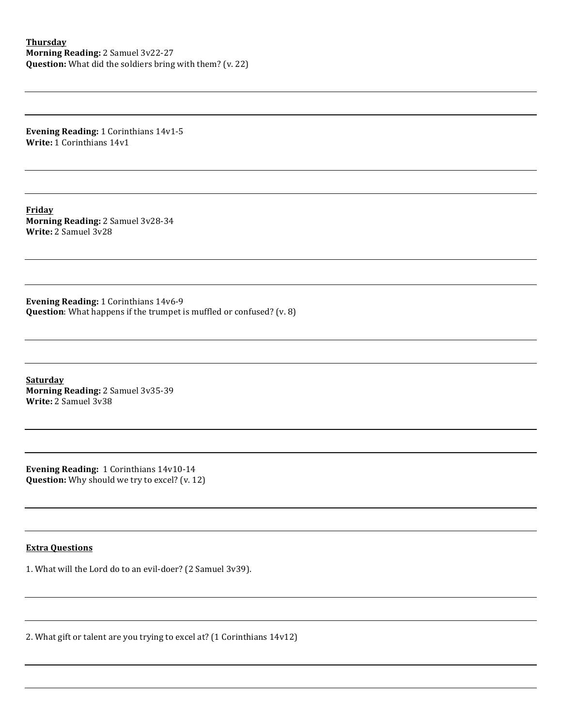**Thursday**
**Morning Reading:** 2 Samuel 3v22-27
**Question:** What did the soldiers bring with them? (v. 22)

**Evening Reading:** 1 Corinthians 14v1-5
**Write:** 1 Corinthians 14v1

**Friday**
**Morning Reading:** 2 Samuel 3v28-34
**Write:** 2 Samuel 3v28

**Evening Reading:** 1 Corinthians 14v6-9
**Question**: What happens if the trumpet is muffled or confused? (v. 8)

**Saturday**
**Morning Reading:** 2 Samuel 3v35-39
**Write:** 2 Samuel 3v38

**Evening Reading:** 1 Corinthians 14v10-14
**Question:** Why should we try to excel? (v. 12)

**Extra Questions**

1. What will the Lord do to an evil-doer? (2 Samuel 3v39).

2. What gift or talent are you trying to excel at? (1 Corinthians 14v12)